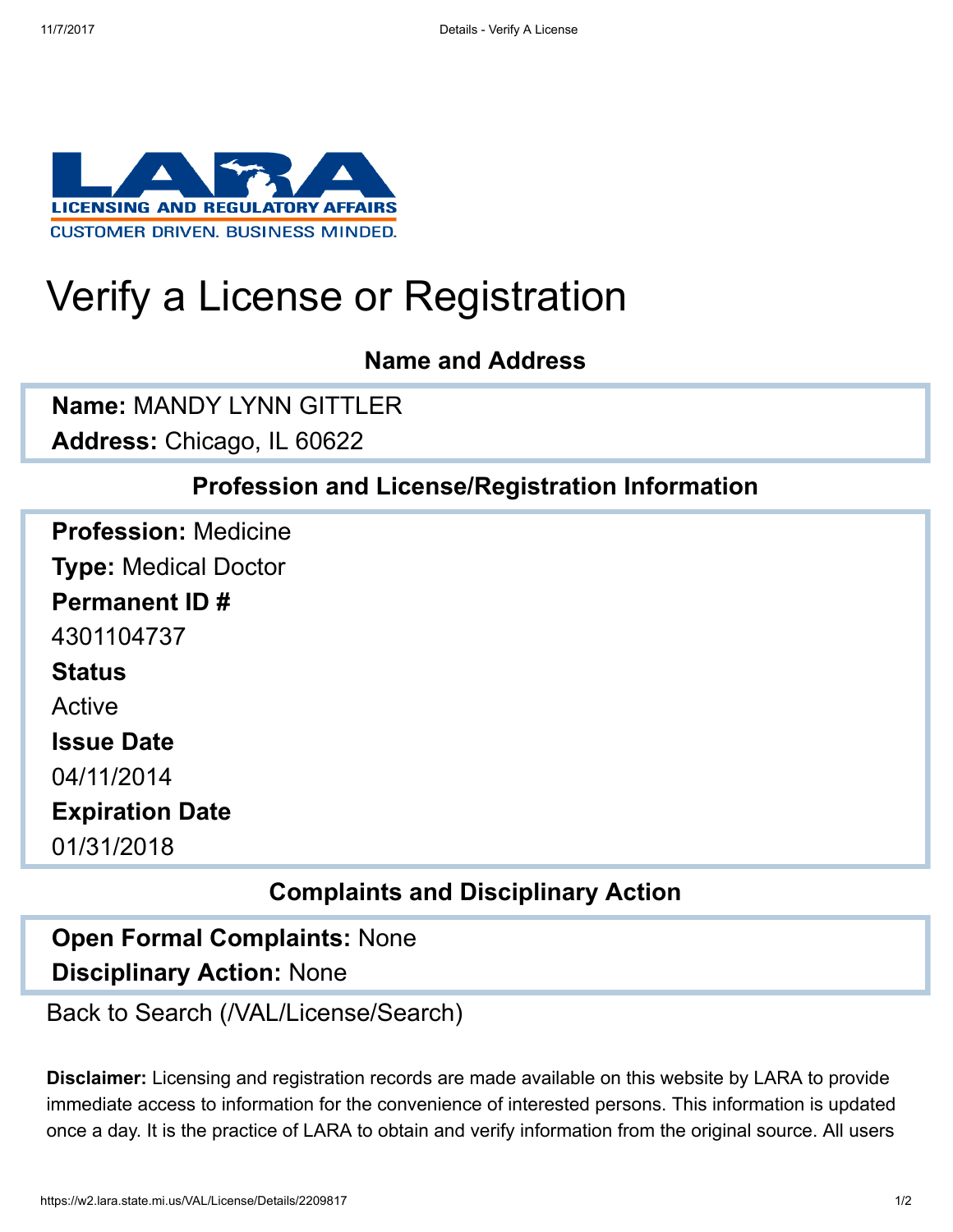LICENSING AND REGULATORY AFFAIRS
CUSTOMER DRIVEN. BUSINESS MINDED.

# Verify a License or Registration

## Name and Address

**Name:** MANDY LYNN GITTLER

**Address:** Chicago, IL 60622

## Profession and License/Registration Information

**Profession:** Medicine

**Type:** Medical Doctor

**Permanent ID #**

4301104737

**Status**

Active

**Issue Date**

04/11/2014

**Expiration Date**

01/31/2018

## Complaints and Disciplinary Action

**Open Formal Complaints:** None

**Disciplinary Action:** None

Back to Search (/VAL/License/Search)

**Disclaimer:** Licensing and registration records are made available on this website by LARA to provide immediate access to information for the convenience of interested persons. This information is updated once a day. It is the practice of LARA to obtain and verify information from the original source. All users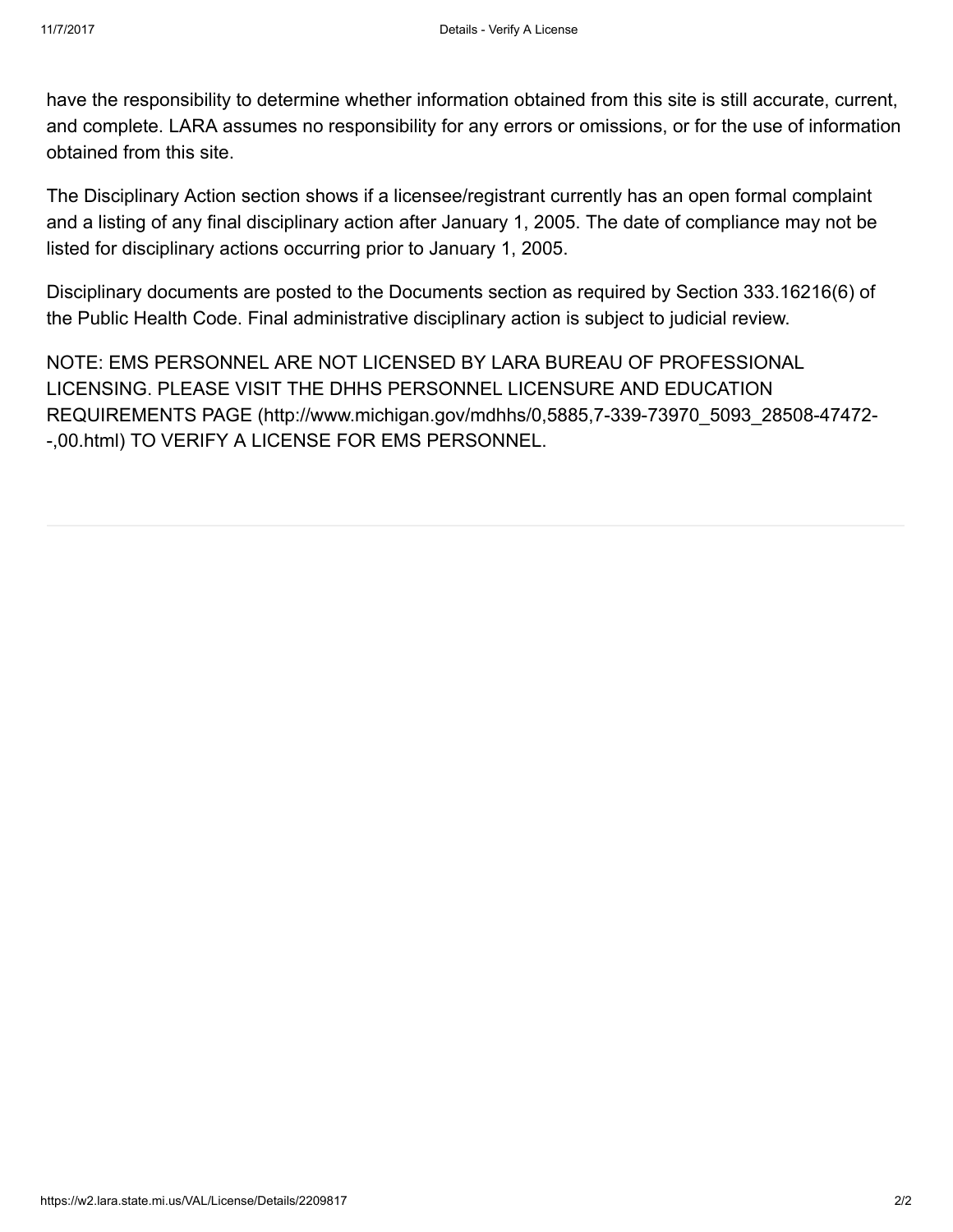have the responsibility to determine whether information obtained from this site is still accurate, current, and complete. LARA assumes no responsibility for any errors or omissions, or for the use of information obtained from this site.

The Disciplinary Action section shows if a licensee/registrant currently has an open formal complaint and a listing of any final disciplinary action after January 1, 2005. The date of compliance may not be listed for disciplinary actions occurring prior to January 1, 2005.

Disciplinary documents are posted to the Documents section as required by Section 333.16216(6) of the Public Health Code. Final administrative disciplinary action is subject to judicial review.

NOTE: EMS PERSONNEL ARE NOT LICENSED BY LARA BUREAU OF PROFESSIONAL LICENSING. PLEASE VISIT THE DHHS PERSONNEL LICENSURE AND EDUCATION REQUIREMENTS PAGE (http://www.michigan.gov/mdhhs/0,5885,7-339-73970_5093_28508-47472--,00.html) TO VERIFY A LICENSE FOR EMS PERSONNEL.